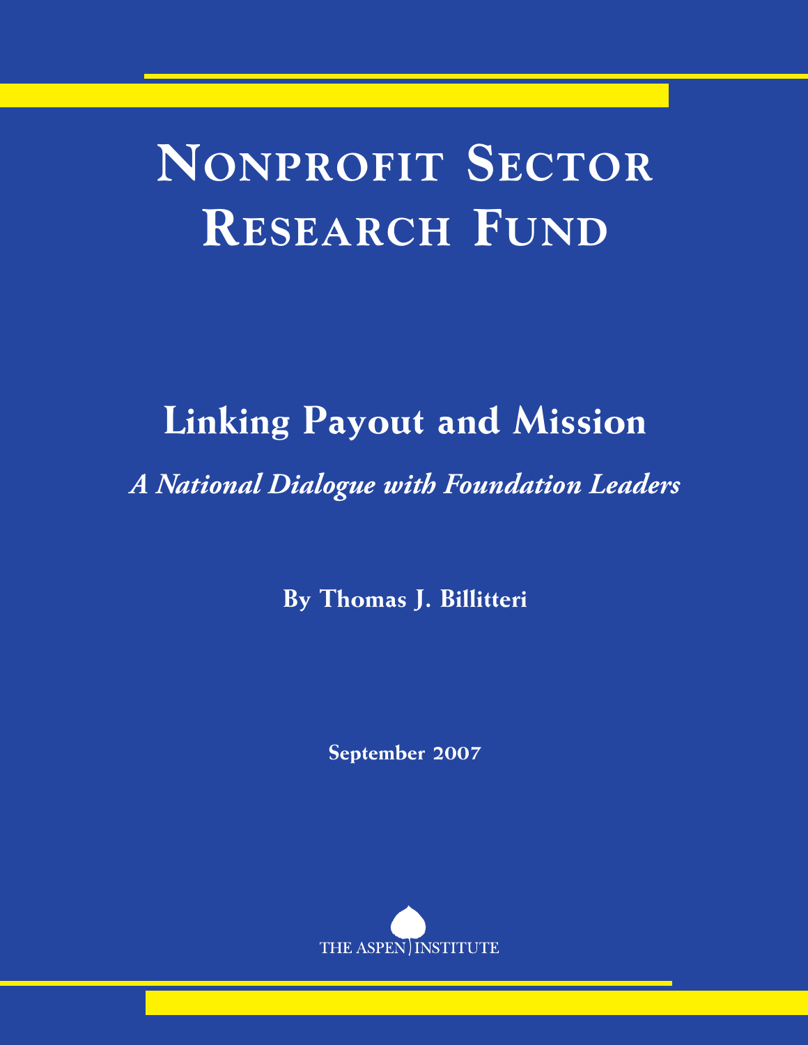# Nonprofit Sector Research Fund

## Linking Payout and Mission

### *A National Dialogue with Foundation Leaders*

**By Thomas J. Billitteri**

**September 2007**

THE ASPEN INSTITUTE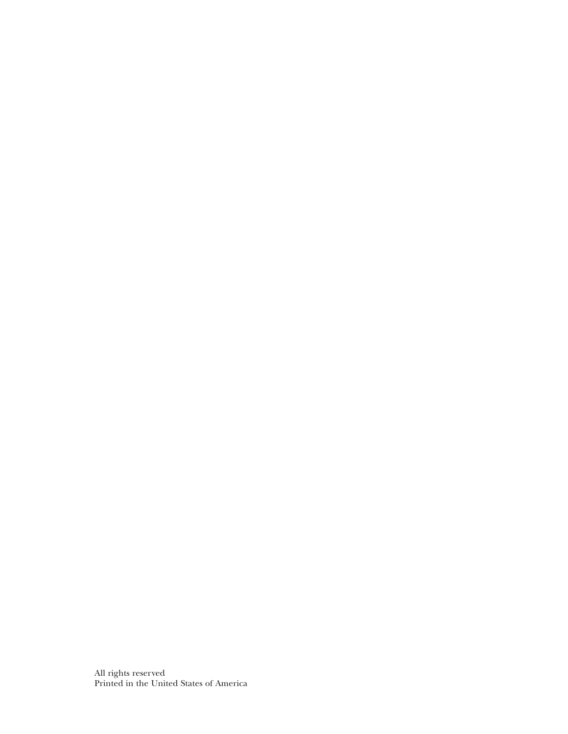All rights reserved
Printed in the United States of America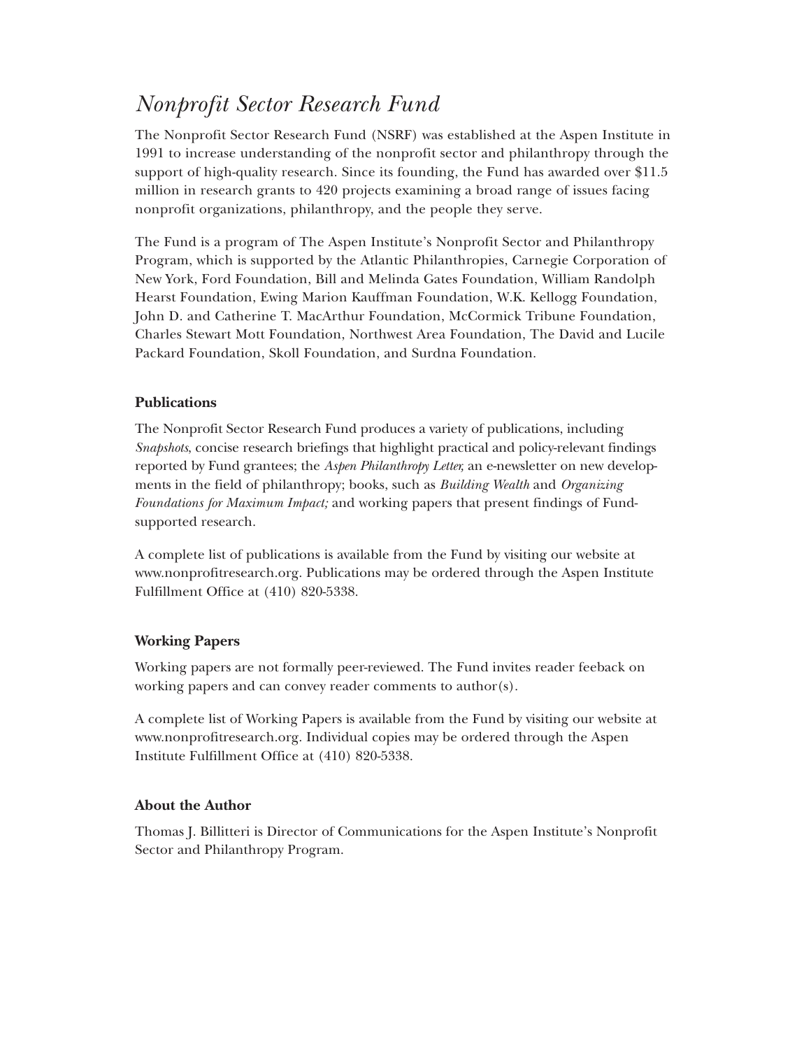# *Nonprofit Sector Research Fund*

The Nonprofit Sector Research Fund (NSRF) was established at the Aspen Institute in 1991 to increase understanding of the nonprofit sector and philanthropy through the support of high-quality research. Since its founding, the Fund has awarded over $11.5 million in research grants to 420 projects examining a broad range of issues facing nonprofit organizations, philanthropy, and the people they serve.

The Fund is a program of The Aspen Institute's Nonprofit Sector and Philanthropy Program, which is supported by the Atlantic Philanthropies, Carnegie Corporation of New York, Ford Foundation, Bill and Melinda Gates Foundation, William Randolph Hearst Foundation, Ewing Marion Kauffman Foundation, W.K. Kellogg Foundation, John D. and Catherine T. MacArthur Foundation, McCormick Tribune Foundation, Charles Stewart Mott Foundation, Northwest Area Foundation, The David and Lucile Packard Foundation, Skoll Foundation, and Surdna Foundation.

### Publications

The Nonprofit Sector Research Fund produces a variety of publications, including *Snapshots*, concise research briefings that highlight practical and policy-relevant findings reported by Fund grantees; the *Aspen Philanthropy Letter,* an e-newsletter on new developments in the field of philanthropy; books, such as *Building Wealth* and *Organizing Foundations for Maximum Impact;* and working papers that present findings of Fund-supported research.

A complete list of publications is available from the Fund by visiting our website at www.nonprofitresearch.org. Publications may be ordered through the Aspen Institute Fulfillment Office at (410) 820-5338.

### Working Papers

Working papers are not formally peer-reviewed. The Fund invites reader feeback on working papers and can convey reader comments to author(s).

A complete list of Working Papers is available from the Fund by visiting our website at www.nonprofitresearch.org. Individual copies may be ordered through the Aspen Institute Fulfillment Office at (410) 820-5338.

### About the Author

Thomas J. Billitteri is Director of Communications for the Aspen Institute's Nonprofit Sector and Philanthropy Program.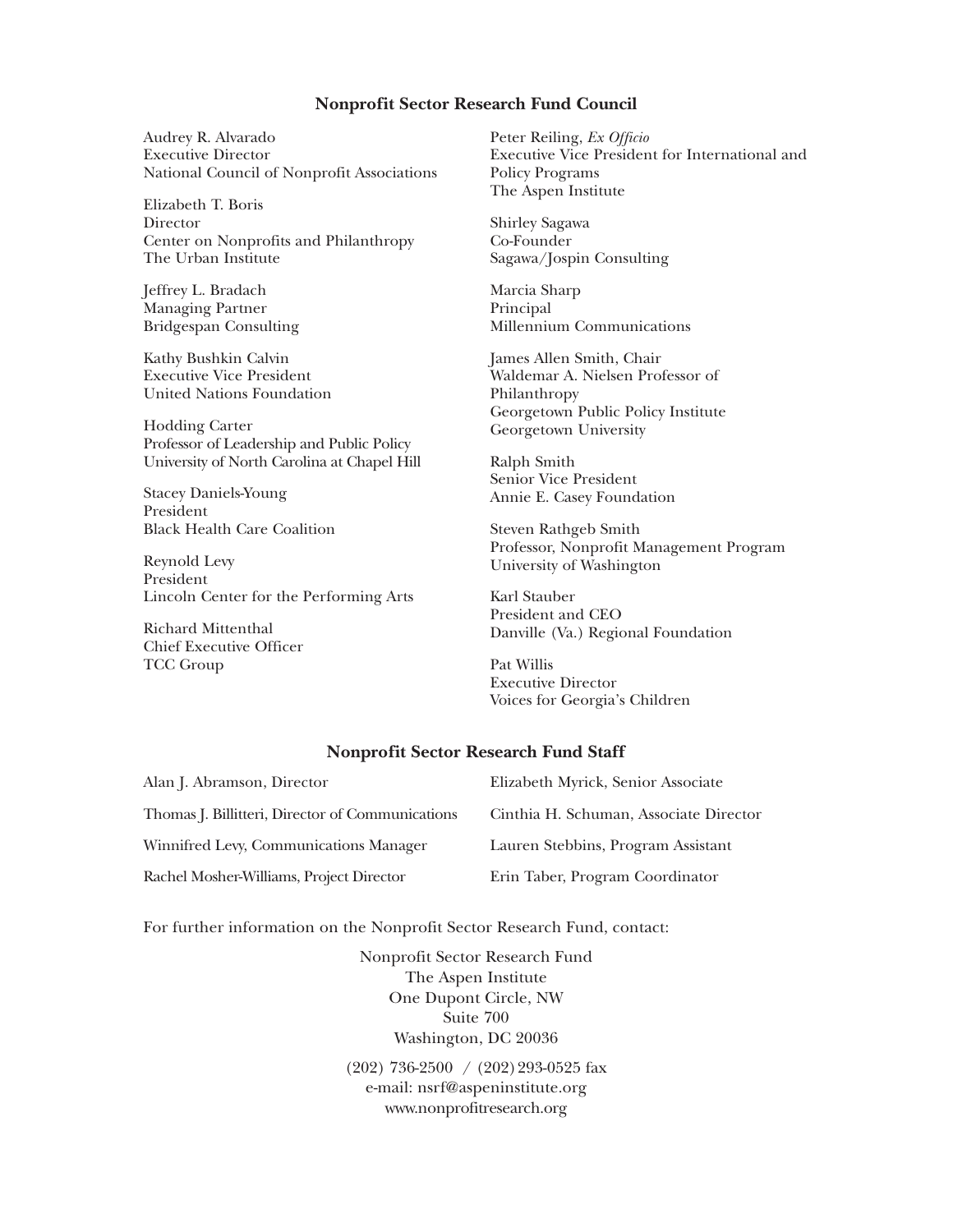## Nonprofit Sector Research Fund Council

Audrey R. Alvarado
Executive Director
National Council of Nonprofit Associations

Elizabeth T. Boris
Director
Center on Nonprofits and Philanthropy
The Urban Institute

Jeffrey L. Bradach
Managing Partner
Bridgespan Consulting

Kathy Bushkin Calvin
Executive Vice President
United Nations Foundation

Hodding Carter
Professor of Leadership and Public Policy
University of North Carolina at Chapel Hill

Stacey Daniels-Young
President
Black Health Care Coalition

Reynold Levy
President
Lincoln Center for the Performing Arts

Richard Mittenthal
Chief Executive Officer
TCC Group

Peter Reiling, *Ex Officio*
Executive Vice President for International and Policy Programs
The Aspen Institute

Shirley Sagawa
Co-Founder
Sagawa/Jospin Consulting

Marcia Sharp
Principal
Millennium Communications

James Allen Smith, Chair
Waldemar A. Nielsen Professor of Philanthropy
Georgetown Public Policy Institute
Georgetown University

Ralph Smith
Senior Vice President
Annie E. Casey Foundation

Steven Rathgeb Smith
Professor, Nonprofit Management Program
University of Washington

Karl Stauber
President and CEO
Danville (Va.) Regional Foundation

Pat Willis
Executive Director
Voices for Georgia's Children

## Nonprofit Sector Research Fund Staff

Alan J. Abramson, Director

Thomas J. Billitteri, Director of Communications

Winnifred Levy, Communications Manager

Rachel Mosher-Williams, Project Director

Elizabeth Myrick, Senior Associate

Cinthia H. Schuman, Associate Director

Lauren Stebbins, Program Assistant

Erin Taber, Program Coordinator

For further information on the Nonprofit Sector Research Fund, contact:

Nonprofit Sector Research Fund
The Aspen Institute
One Dupont Circle, NW
Suite 700
Washington, DC 20036

(202) 736-2500 / (202) 293-0525 fax
e-mail: nsrf@aspeninstitute.org
www.nonprofitresearch.org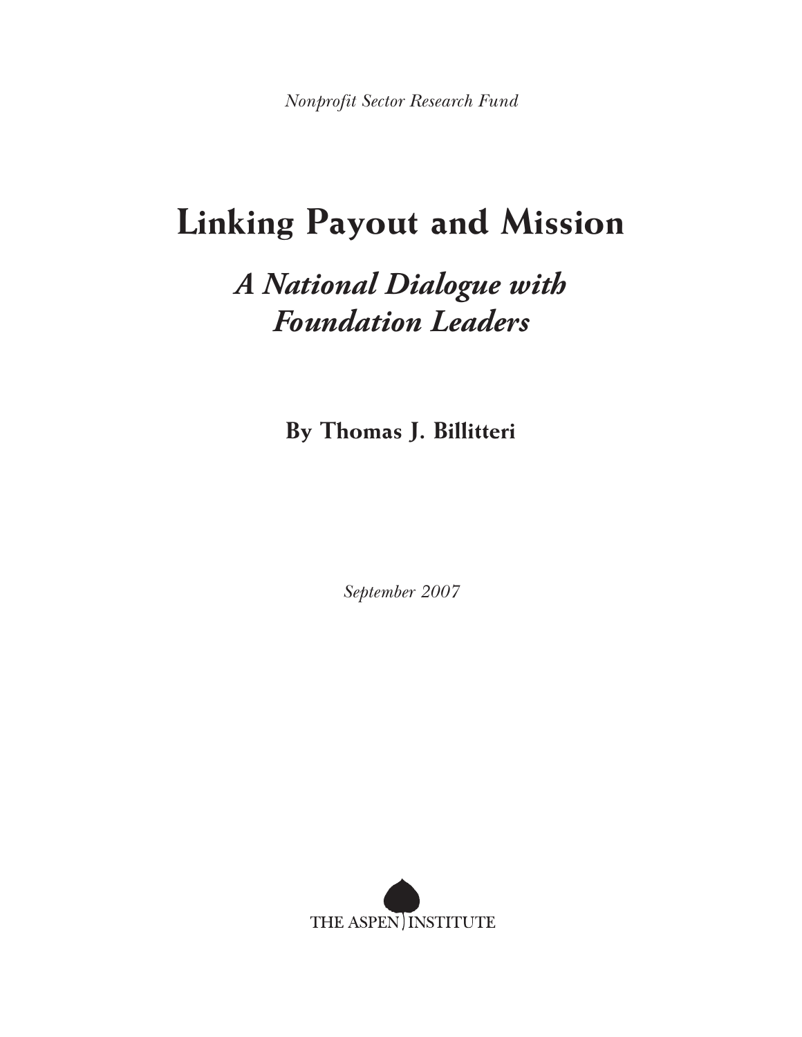*Nonprofit Sector Research Fund*

# Linking Payout and Mission

## *A National Dialogue with Foundation Leaders*

**By Thomas J. Billitteri**

*September 2007*

THE ASPEN INSTITUTE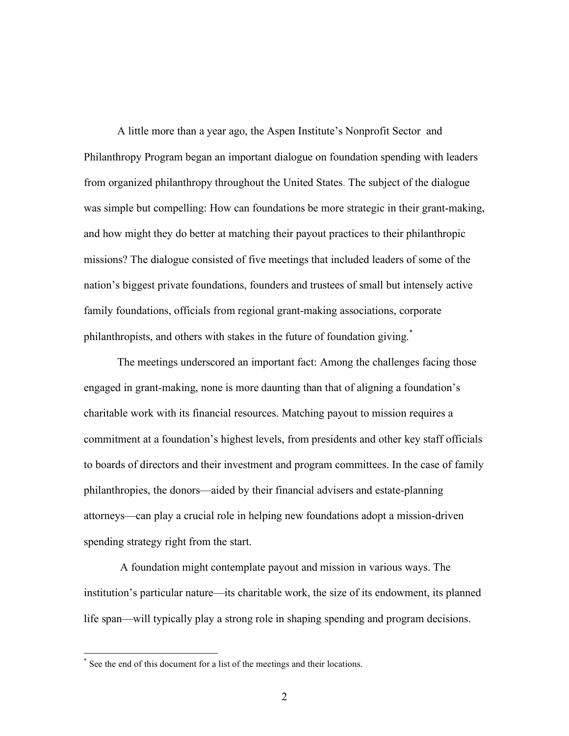A little more than a year ago, the Aspen Institute's Nonprofit Sector and Philanthropy Program began an important dialogue on foundation spending with leaders from organized philanthropy throughout the United States. The subject of the dialogue was simple but compelling: How can foundations be more strategic in their grant-making, and how might they do better at matching their payout practices to their philanthropic missions? The dialogue consisted of five meetings that included leaders of some of the nation's biggest private foundations, founders and trustees of small but intensely active family foundations, officials from regional grant-making associations, corporate philanthropists, and others with stakes in the future of foundation giving.[*]

The meetings underscored an important fact: Among the challenges facing those engaged in grant-making, none is more daunting than that of aligning a foundation's charitable work with its financial resources. Matching payout to mission requires a commitment at a foundation's highest levels, from presidents and other key staff officials to boards of directors and their investment and program committees. In the case of family philanthropies, the donors—aided by their financial advisers and estate-planning attorneys—can play a crucial role in helping new foundations adopt a mission-driven spending strategy right from the start.

A foundation might contemplate payout and mission in various ways. The institution's particular nature—its charitable work, the size of its endowment, its planned life span—will typically play a strong role in shaping spending and program decisions.

[*] See the end of this document for a list of the meetings and their locations.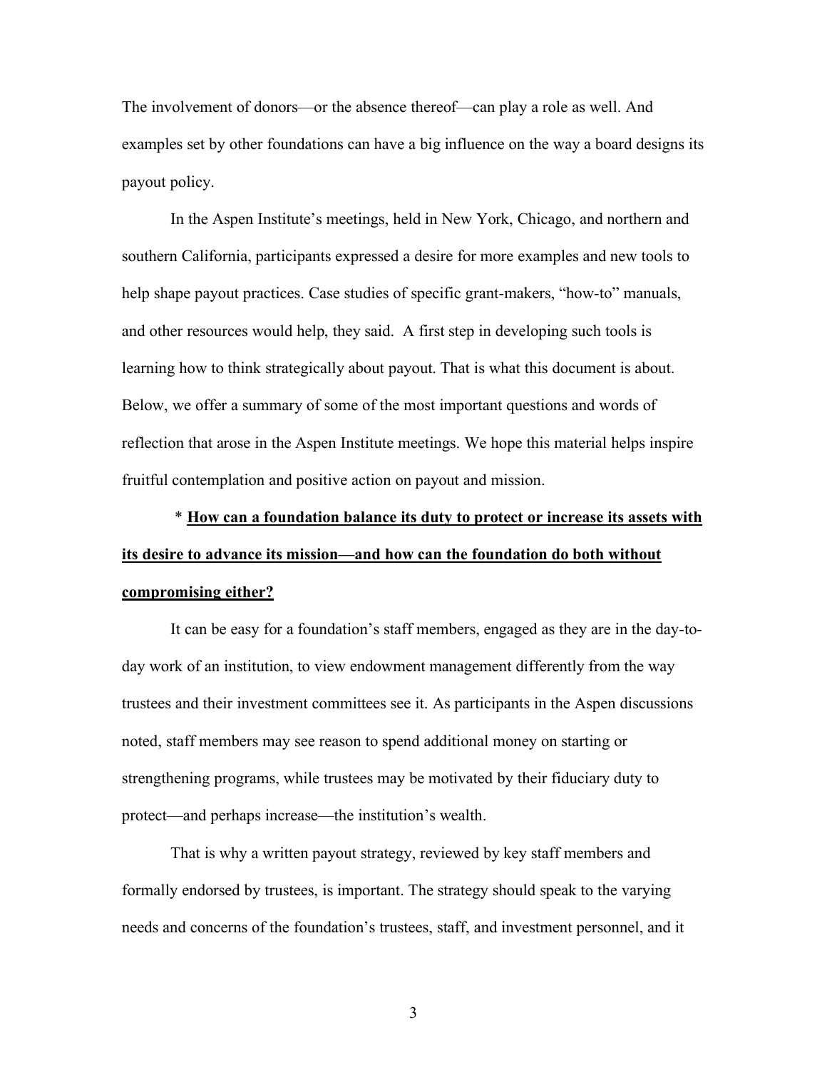The involvement of donors—or the absence thereof—can play a role as well. And examples set by other foundations can have a big influence on the way a board designs its payout policy.

In the Aspen Institute's meetings, held in New York, Chicago, and northern and southern California, participants expressed a desire for more examples and new tools to help shape payout practices. Case studies of specific grant-makers, "how-to" manuals, and other resources would help, they said. A first step in developing such tools is learning how to think strategically about payout. That is what this document is about. Below, we offer a summary of some of the most important questions and words of reflection that arose in the Aspen Institute meetings. We hope this material helps inspire fruitful contemplation and positive action on payout and mission.

\* **<u>How can a foundation balance its duty to protect or increase its assets with its desire to advance its mission—and how can the foundation do both without compromising either?</u>**

It can be easy for a foundation's staff members, engaged as they are in the day-to-day work of an institution, to view endowment management differently from the way trustees and their investment committees see it. As participants in the Aspen discussions noted, staff members may see reason to spend additional money on starting or strengthening programs, while trustees may be motivated by their fiduciary duty to protect—and perhaps increase—the institution's wealth.

That is why a written payout strategy, reviewed by key staff members and formally endorsed by trustees, is important. The strategy should speak to the varying needs and concerns of the foundation's trustees, staff, and investment personnel, and it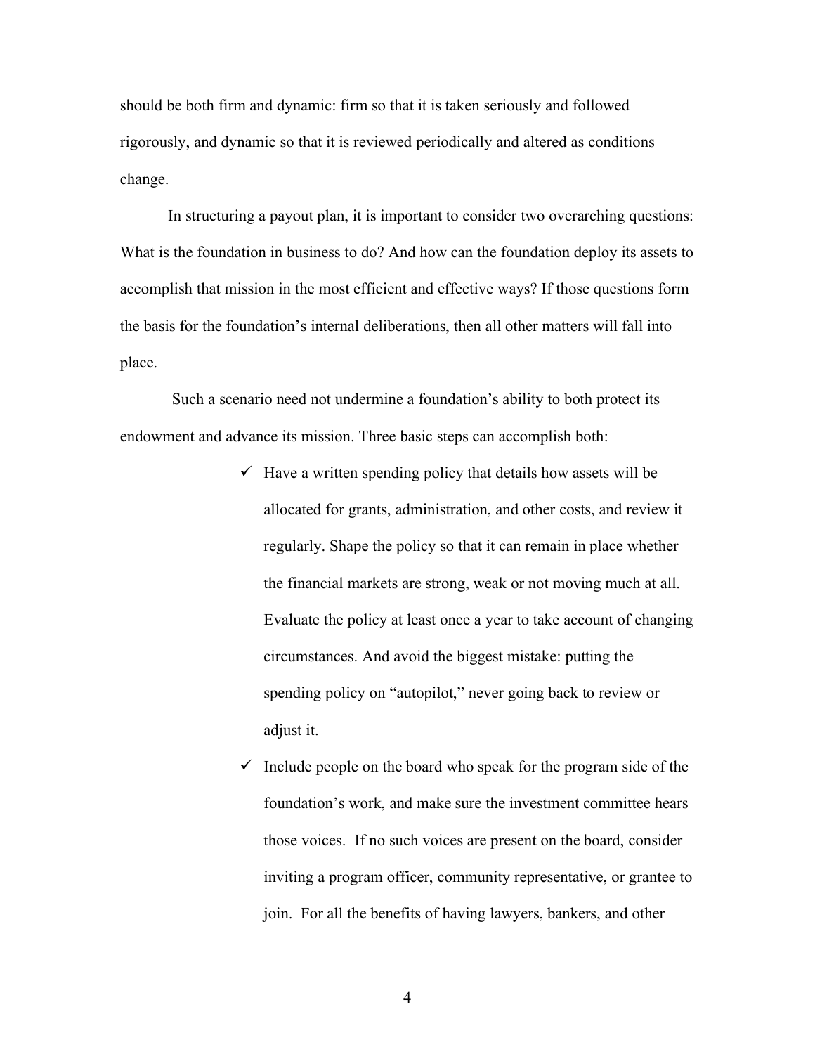should be both firm and dynamic: firm so that it is taken seriously and followed rigorously, and dynamic so that it is reviewed periodically and altered as conditions change.

In structuring a payout plan, it is important to consider two overarching questions: What is the foundation in business to do? And how can the foundation deploy its assets to accomplish that mission in the most efficient and effective ways? If those questions form the basis for the foundation's internal deliberations, then all other matters will fall into place.

Such a scenario need not undermine a foundation's ability to both protect its endowment and advance its mission. Three basic steps can accomplish both:

- ✓ Have a written spending policy that details how assets will be allocated for grants, administration, and other costs, and review it regularly. Shape the policy so that it can remain in place whether the financial markets are strong, weak or not moving much at all. Evaluate the policy at least once a year to take account of changing circumstances. And avoid the biggest mistake: putting the spending policy on "autopilot," never going back to review or adjust it.
- ✓ Include people on the board who speak for the program side of the foundation's work, and make sure the investment committee hears those voices. If no such voices are present on the board, consider inviting a program officer, community representative, or grantee to join. For all the benefits of having lawyers, bankers, and other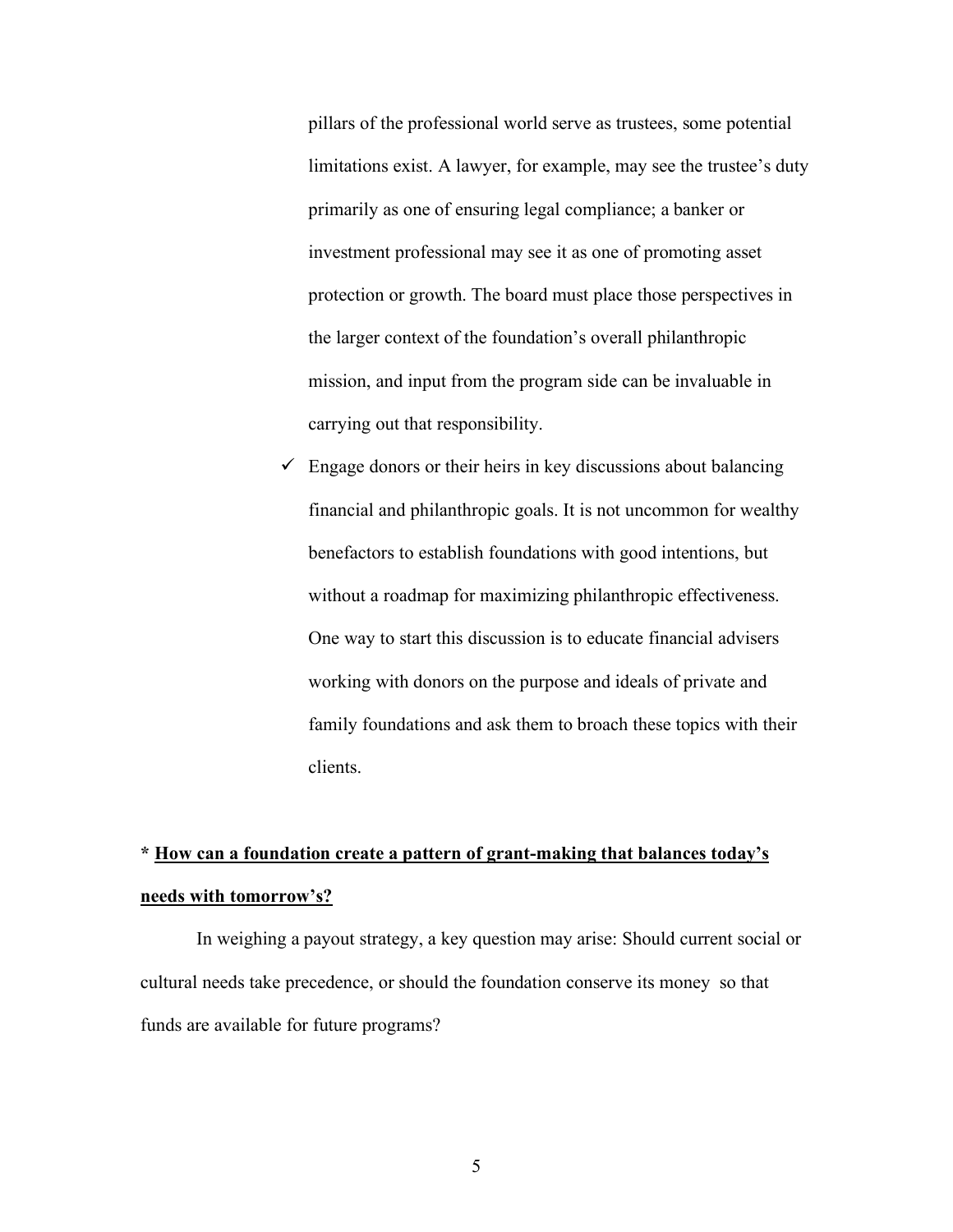pillars of the professional world serve as trustees, some potential limitations exist. A lawyer, for example, may see the trustee's duty primarily as one of ensuring legal compliance; a banker or investment professional may see it as one of promoting asset protection or growth. The board must place those perspectives in the larger context of the foundation's overall philanthropic mission, and input from the program side can be invaluable in carrying out that responsibility.

- ✓ Engage donors or their heirs in key discussions about balancing financial and philanthropic goals. It is not uncommon for wealthy benefactors to establish foundations with good intentions, but without a roadmap for maximizing philanthropic effectiveness. One way to start this discussion is to educate financial advisers working with donors on the purpose and ideals of private and family foundations and ask them to broach these topics with their clients.

**\* <u>How can a foundation create a pattern of grant-making that balances today's needs with tomorrow's?</u>**

In weighing a payout strategy, a key question may arise: Should current social or cultural needs take precedence, or should the foundation conserve its money so that funds are available for future programs?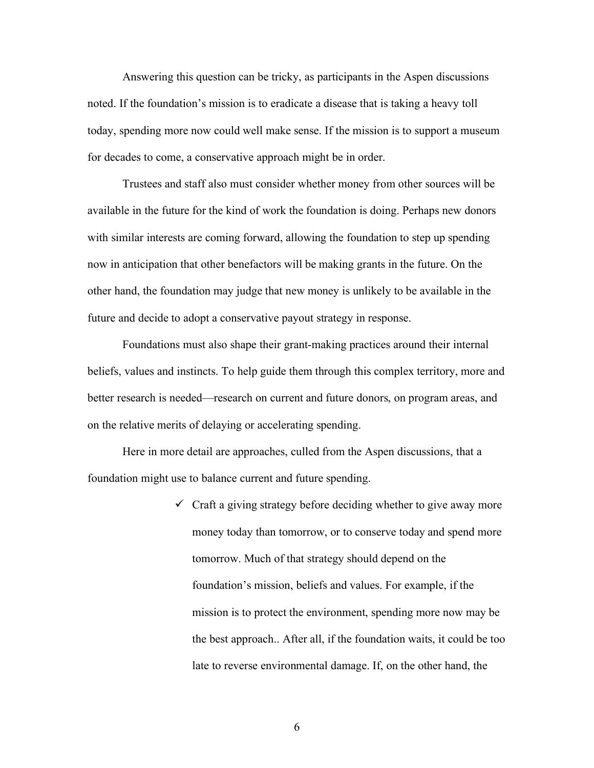Answering this question can be tricky, as participants in the Aspen discussions noted. If the foundation's mission is to eradicate a disease that is taking a heavy toll today, spending more now could well make sense. If the mission is to support a museum for decades to come, a conservative approach might be in order.

Trustees and staff also must consider whether money from other sources will be available in the future for the kind of work the foundation is doing. Perhaps new donors with similar interests are coming forward, allowing the foundation to step up spending now in anticipation that other benefactors will be making grants in the future. On the other hand, the foundation may judge that new money is unlikely to be available in the future and decide to adopt a conservative payout strategy in response.

Foundations must also shape their grant-making practices around their internal beliefs, values and instincts. To help guide them through this complex territory, more and better research is needed—research on current and future donors, on program areas, and on the relative merits of delaying or accelerating spending.

Here in more detail are approaches, culled from the Aspen discussions, that a foundation might use to balance current and future spending.

- ✓ Craft a giving strategy before deciding whether to give away more money today than tomorrow, or to conserve today and spend more tomorrow. Much of that strategy should depend on the foundation's mission, beliefs and values. For example, if the mission is to protect the environment, spending more now may be the best approach.. After all, if the foundation waits, it could be too late to reverse environmental damage. If, on the other hand, the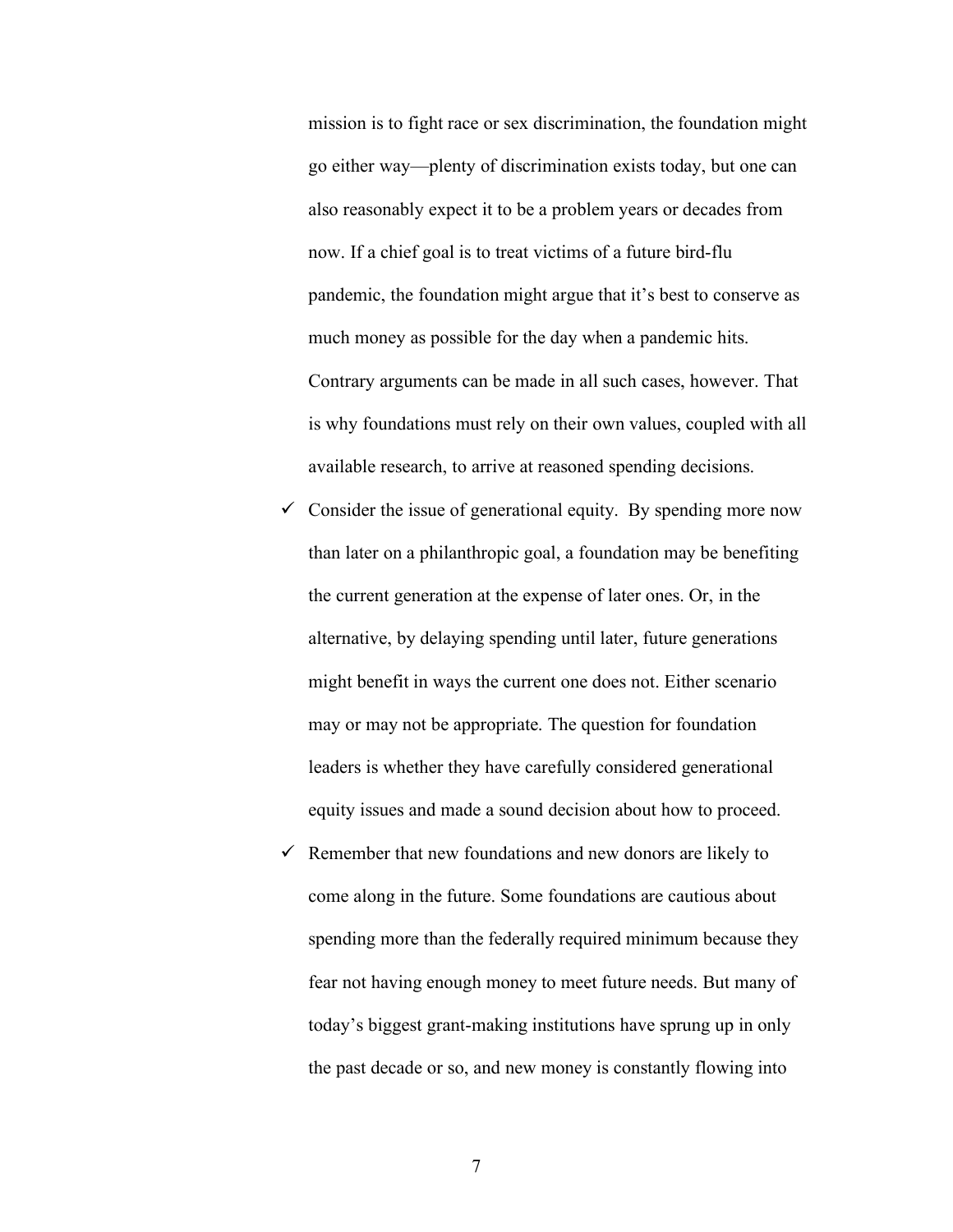mission is to fight race or sex discrimination, the foundation might go either way—plenty of discrimination exists today, but one can also reasonably expect it to be a problem years or decades from now. If a chief goal is to treat victims of a future bird-flu pandemic, the foundation might argue that it's best to conserve as much money as possible for the day when a pandemic hits. Contrary arguments can be made in all such cases, however. That is why foundations must rely on their own values, coupled with all available research, to arrive at reasoned spending decisions.

- ✓ Consider the issue of generational equity. By spending more now than later on a philanthropic goal, a foundation may be benefiting the current generation at the expense of later ones. Or, in the alternative, by delaying spending until later, future generations might benefit in ways the current one does not. Either scenario may or may not be appropriate. The question for foundation leaders is whether they have carefully considered generational equity issues and made a sound decision about how to proceed.
- ✓ Remember that new foundations and new donors are likely to come along in the future. Some foundations are cautious about spending more than the federally required minimum because they fear not having enough money to meet future needs. But many of today's biggest grant-making institutions have sprung up in only the past decade or so, and new money is constantly flowing into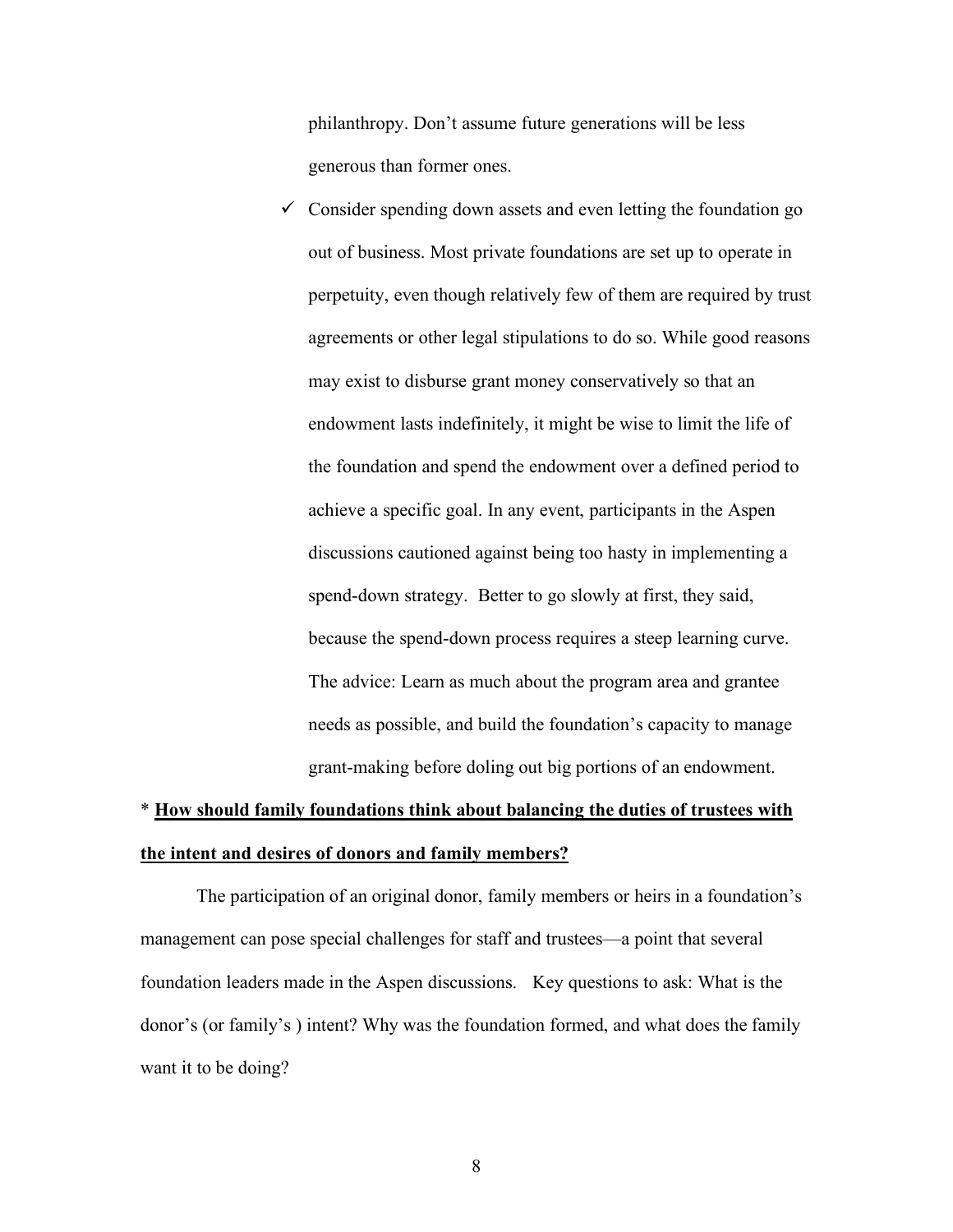philanthropy. Don't assume future generations will be less generous than former ones.

- ✓ Consider spending down assets and even letting the foundation go out of business. Most private foundations are set up to operate in perpetuity, even though relatively few of them are required by trust agreements or other legal stipulations to do so. While good reasons may exist to disburse grant money conservatively so that an endowment lasts indefinitely, it might be wise to limit the life of the foundation and spend the endowment over a defined period to achieve a specific goal. In any event, participants in the Aspen discussions cautioned against being too hasty in implementing a spend-down strategy. Better to go slowly at first, they said, because the spend-down process requires a steep learning curve. The advice: Learn as much about the program area and grantee needs as possible, and build the foundation's capacity to manage grant-making before doling out big portions of an endowment.

\* **<u>How should family foundations think about balancing the duties of trustees with the intent and desires of donors and family members?</u>**

The participation of an original donor, family members or heirs in a foundation's management can pose special challenges for staff and trustees—a point that several foundation leaders made in the Aspen discussions. Key questions to ask: What is the donor's (or family's ) intent? Why was the foundation formed, and what does the family want it to be doing?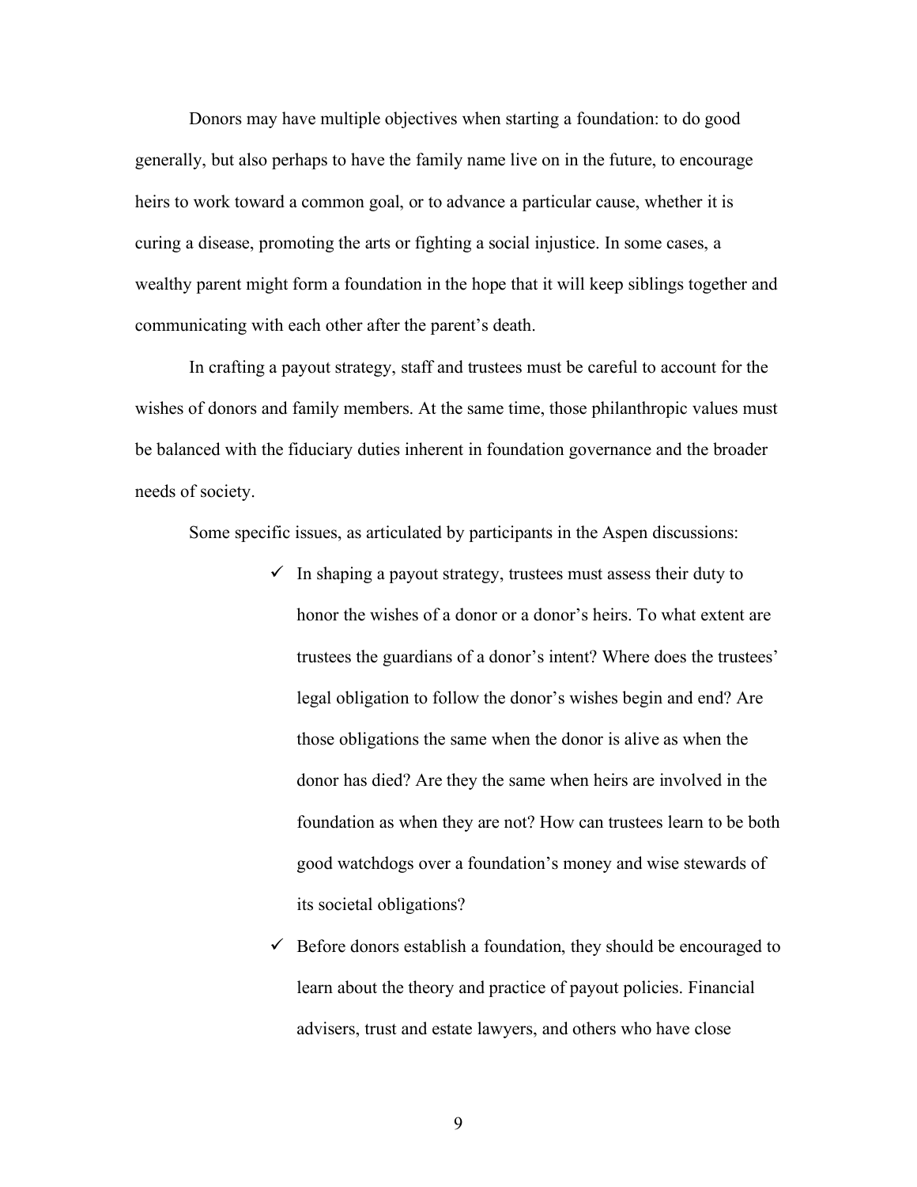Donors may have multiple objectives when starting a foundation: to do good generally, but also perhaps to have the family name live on in the future, to encourage heirs to work toward a common goal, or to advance a particular cause, whether it is curing a disease, promoting the arts or fighting a social injustice. In some cases, a wealthy parent might form a foundation in the hope that it will keep siblings together and communicating with each other after the parent's death.

In crafting a payout strategy, staff and trustees must be careful to account for the wishes of donors and family members. At the same time, those philanthropic values must be balanced with the fiduciary duties inherent in foundation governance and the broader needs of society.

Some specific issues, as articulated by participants in the Aspen discussions:

- ✓ In shaping a payout strategy, trustees must assess their duty to honor the wishes of a donor or a donor's heirs. To what extent are trustees the guardians of a donor's intent? Where does the trustees' legal obligation to follow the donor's wishes begin and end? Are those obligations the same when the donor is alive as when the donor has died? Are they the same when heirs are involved in the foundation as when they are not? How can trustees learn to be both good watchdogs over a foundation's money and wise stewards of its societal obligations?
- ✓ Before donors establish a foundation, they should be encouraged to learn about the theory and practice of payout policies. Financial advisers, trust and estate lawyers, and others who have close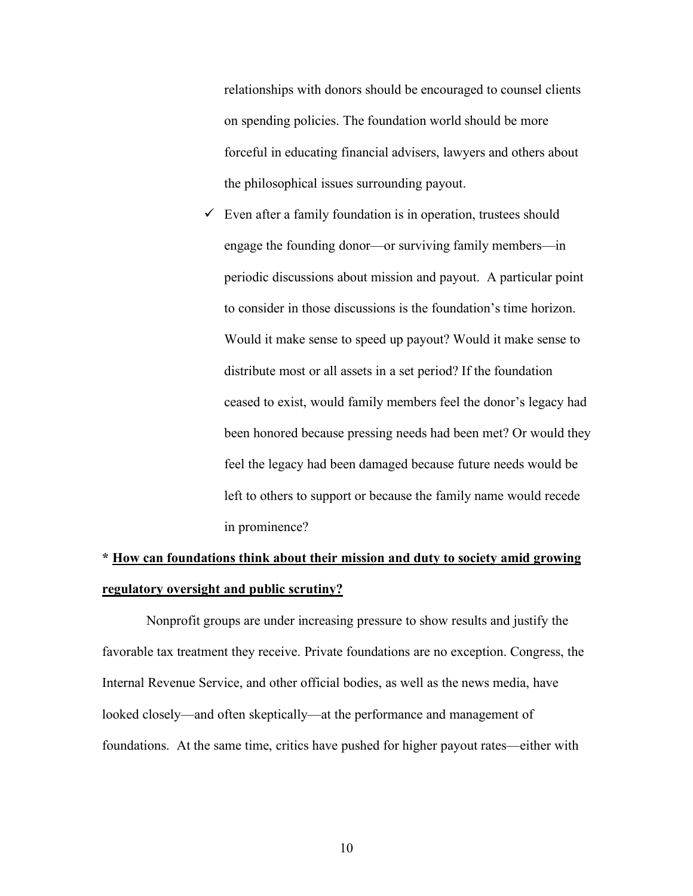relationships with donors should be encouraged to counsel clients on spending policies. The foundation world should be more forceful in educating financial advisers, lawyers and others about the philosophical issues surrounding payout.

- ✓ Even after a family foundation is in operation, trustees should engage the founding donor—or surviving family members—in periodic discussions about mission and payout. A particular point to consider in those discussions is the foundation's time horizon. Would it make sense to speed up payout? Would it make sense to distribute most or all assets in a set period? If the foundation ceased to exist, would family members feel the donor's legacy had been honored because pressing needs had been met? Or would they feel the legacy had been damaged because future needs would be left to others to support or because the family name would recede in prominence?

**\* <u>How can foundations think about their mission and duty to society amid growing regulatory oversight and public scrutiny?</u>**

Nonprofit groups are under increasing pressure to show results and justify the favorable tax treatment they receive. Private foundations are no exception. Congress, the Internal Revenue Service, and other official bodies, as well as the news media, have looked closely—and often skeptically—at the performance and management of foundations. At the same time, critics have pushed for higher payout rates—either with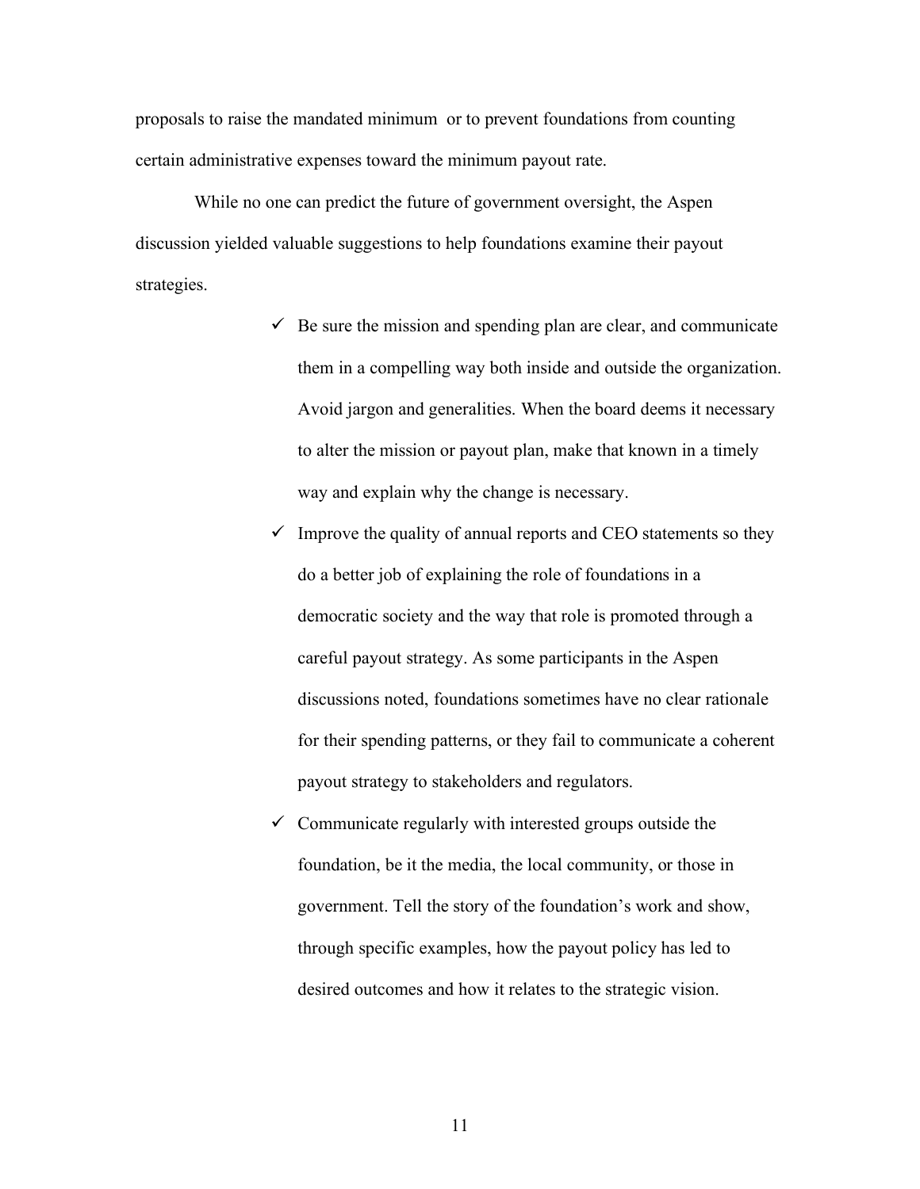proposals to raise the mandated minimum or to prevent foundations from counting certain administrative expenses toward the minimum payout rate.

While no one can predict the future of government oversight, the Aspen discussion yielded valuable suggestions to help foundations examine their payout strategies.

- ✓ Be sure the mission and spending plan are clear, and communicate them in a compelling way both inside and outside the organization. Avoid jargon and generalities. When the board deems it necessary to alter the mission or payout plan, make that known in a timely way and explain why the change is necessary.
- ✓ Improve the quality of annual reports and CEO statements so they do a better job of explaining the role of foundations in a democratic society and the way that role is promoted through a careful payout strategy. As some participants in the Aspen discussions noted, foundations sometimes have no clear rationale for their spending patterns, or they fail to communicate a coherent payout strategy to stakeholders and regulators.
- ✓ Communicate regularly with interested groups outside the foundation, be it the media, the local community, or those in government. Tell the story of the foundation's work and show, through specific examples, how the payout policy has led to desired outcomes and how it relates to the strategic vision.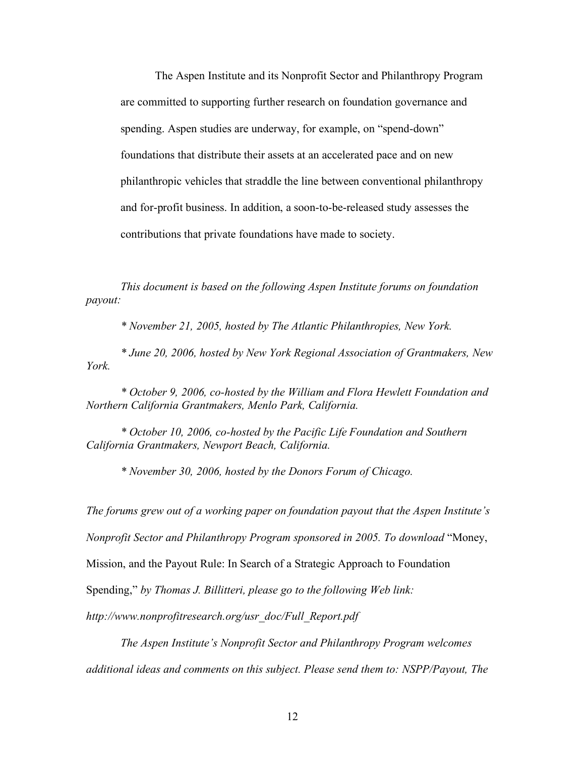The Aspen Institute and its Nonprofit Sector and Philanthropy Program are committed to supporting further research on foundation governance and spending. Aspen studies are underway, for example, on "spend-down" foundations that distribute their assets at an accelerated pace and on new philanthropic vehicles that straddle the line between conventional philanthropy and for-profit business. In addition, a soon-to-be-released study assesses the contributions that private foundations have made to society.

*This document is based on the following Aspen Institute forums on foundation payout:*

*\* November 21, 2005, hosted by The Atlantic Philanthropies, New York.*

*\* June 20, 2006, hosted by New York Regional Association of Grantmakers, New York.*

*\* October 9, 2006, co-hosted by the William and Flora Hewlett Foundation and Northern California Grantmakers, Menlo Park, California.*

*\* October 10, 2006, co-hosted by the Pacific Life Foundation and Southern California Grantmakers, Newport Beach, California.*

*\* November 30, 2006, hosted by the Donors Forum of Chicago.*

*The forums grew out of a working paper on foundation payout that the Aspen Institute's Nonprofit Sector and Philanthropy Program sponsored in 2005. To download* "Money, Mission, and the Payout Rule: In Search of a Strategic Approach to Foundation Spending," *by Thomas J. Billitteri, please go to the following Web link: http://www.nonprofitresearch.org/usr_doc/Full_Report.pdf*

*The Aspen Institute's Nonprofit Sector and Philanthropy Program welcomes additional ideas and comments on this subject. Please send them to: NSPP/Payout, The*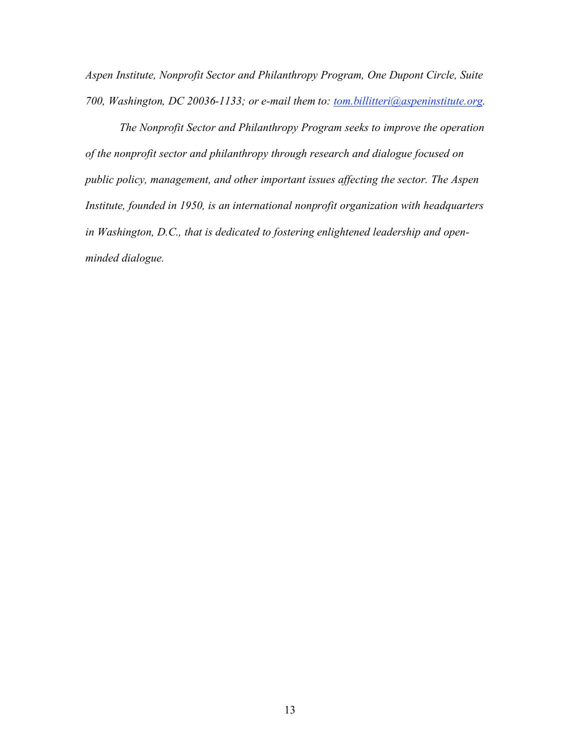*Aspen Institute, Nonprofit Sector and Philanthropy Program, One Dupont Circle, Suite 700, Washington, DC 20036-1133; or e-mail them to: tom.billitteri@aspeninstitute.org.*

*The Nonprofit Sector and Philanthropy Program seeks to improve the operation of the nonprofit sector and philanthropy through research and dialogue focused on public policy, management, and other important issues affecting the sector. The Aspen Institute, founded in 1950, is an international nonprofit organization with headquarters in Washington, D.C., that is dedicated to fostering enlightened leadership and open-minded dialogue.*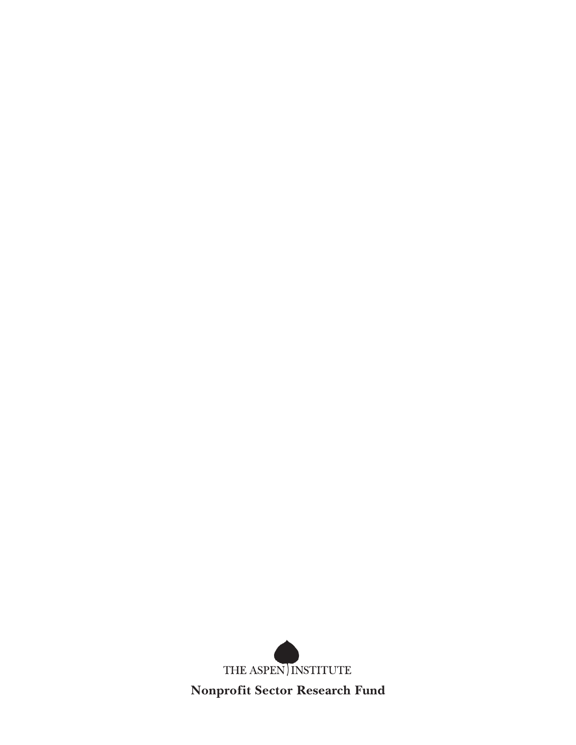THE ASPEN INSTITUTE

**Nonprofit Sector Research Fund**